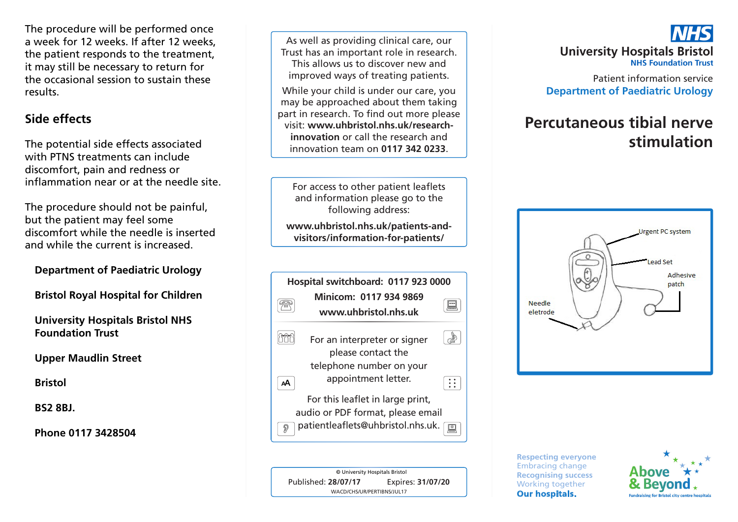The procedure will be performed once a week for 12 weeks. If after 12 weeks, the patient responds to the treatment, it may still be necessary to return for the occasional session to sustain these results.

## Side effects

The potential side effects associated with PTNS treatments can include discomfort, pain and redness or inflammation near or at the needle site.

The procedure should not be painful, but the patient may feel some discomfort while the needle is inserted and while the current is increased.

**Department of Paediatric Urology**

**Bristol Royal Hospital for Children**

**University Hospitals Bristol NHS Foundation Trust**

**Upper Maudlin Street**

**Bristol**

**BS2 8BJ.**

**Phone 0117 3428504**

As well as providing clinical care, our Trust has an important role in research. This allows us to discover new and improved ways of treating patients.

While your child is under our care, you may be approached about them taking part in research. To find out more please visit: **www.uhbristol.nhs.uk/research-innovation** or call the research and innovation team on **0117 342 0233**.

For access to other patient leaflets and information please go to the following address:

**www.uhbristol.nhs.uk/patients-and-visitors/information-for-patients/**

**Hospital switchboard: 0117 923 0000**

**Minicom: 0117 934 9869**

**www.uhbristol.nhs.uk**

For an interpreter or signer please contact the telephone number on your appointment letter.

For this leaflet in large print, audio or PDF format, please email patientleaflets@uhbristol.nhs.uk.

© University Hospitals Bristol

Published: **28/07/17** Expires: **31/07/20**

WACD/CHS/UR/PERTIBNS/JUL17

NHS

**University Hospitals Bristol**

**NHS Foundation Trust**

Patient information service

**Department of Paediatric Urology**

# Percutaneous tibial nerve stimulation

Urgent PC system

Lead Set

Adhesive patch

Needle eletrode

Respecting everyone
Embracing change
Recognising success
Working together
**Our hospitals.**

Above & Beyond
Fundraising for Bristol city centre hospitals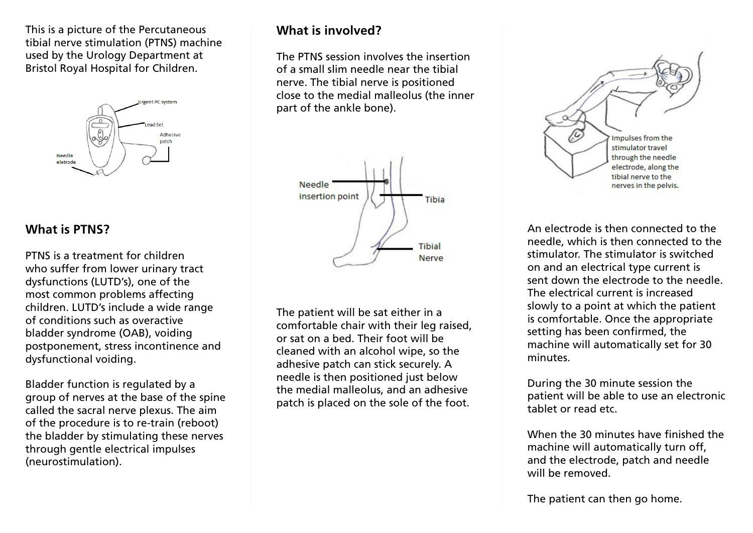This is a picture of the Percutaneous tibial nerve stimulation (PTNS) machine used by the Urology Department at Bristol Royal Hospital for Children.

Urgent PC system

Lead Set

Adhesive patch

Needle eletrode

## What is PTNS?

PTNS is a treatment for children who suffer from lower urinary tract dysfunctions (LUTD's), one of the most common problems affecting children. LUTD's include a wide range of conditions such as overactive bladder syndrome (OAB), voiding postponement, stress incontinence and dysfunctional voiding.

Bladder function is regulated by a group of nerves at the base of the spine called the sacral nerve plexus. The aim of the procedure is to re-train (reboot) the bladder by stimulating these nerves through gentle electrical impulses (neurostimulation).

## What is involved?

The PTNS session involves the insertion of a small slim needle near the tibial nerve. The tibial nerve is positioned close to the medial malleolus (the inner part of the ankle bone).

Needle insertion point

Tibia

Tibial Nerve

The patient will be sat either in a comfortable chair with their leg raised, or sat on a bed. Their foot will be cleaned with an alcohol wipe, so the adhesive patch can stick securely. A needle is then positioned just below the medial malleolus, and an adhesive patch is placed on the sole of the foot.

Impulses from the stimulator travel through the needle electrode, along the tibial nerve to the nerves in the pelvis.

An electrode is then connected to the needle, which is then connected to the stimulator. The stimulator is switched on and an electrical type current is sent down the electrode to the needle. The electrical current is increased slowly to a point at which the patient is comfortable. Once the appropriate setting has been confirmed, the machine will automatically set for 30 minutes.

During the 30 minute session the patient will be able to use an electronic tablet or read etc.

When the 30 minutes have finished the machine will automatically turn off, and the electrode, patch and needle will be removed.

The patient can then go home.